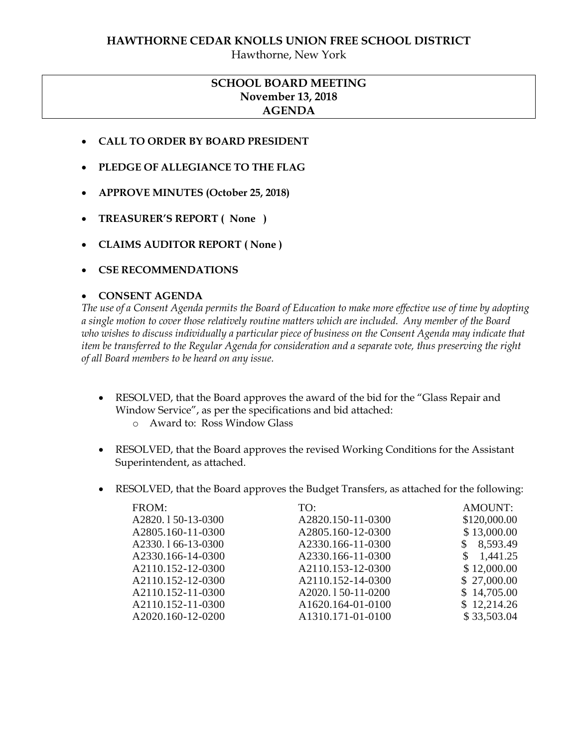**HAWTHORNE CEDAR KNOLLS UNION FREE SCHOOL DISTRICT**
Hawthorne, New York

# SCHOOL BOARD MEETING
## November 13, 2018
## AGENDA

- **CALL TO ORDER BY BOARD PRESIDENT**
- **PLEDGE OF ALLEGIANCE TO THE FLAG**
- **APPROVE MINUTES (October 25, 2018)**
- **TREASURER'S REPORT ( None )**
- **CLAIMS AUDITOR REPORT ( None )**
- **CSE RECOMMENDATIONS**
- **CONSENT AGENDA**

*The use of a Consent Agenda permits the Board of Education to make more effective use of time by adopting a single motion to cover those relatively routine matters which are included. Any member of the Board who wishes to discuss individually a particular piece of business on the Consent Agenda may indicate that item be transferred to the Regular Agenda for consideration and a separate vote, thus preserving the right of all Board members to be heard on any issue.*

- RESOLVED, that the Board approves the award of the bid for the "Glass Repair and Window Service", as per the specifications and bid attached:
  - Award to: Ross Window Glass
- RESOLVED, that the Board approves the revised Working Conditions for the Assistant Superintendent, as attached.
- RESOLVED, that the Board approves the Budget Transfers, as attached for the following:

| FROM: | TO: | AMOUNT: |
|---|---|---|
| A2820. l 50-13-0300 | A2820.150-11-0300 | $120,000.00 |
| A2805.160-11-0300 | A2805.160-12-0300 | $ 13,000.00 |
| A2330. l 66-13-0300 | A2330.166-11-0300 | $ 8,593.49 |
| A2330.166-14-0300 | A2330.166-11-0300 | $ 1,441.25 |
| A2110.152-12-0300 | A2110.153-12-0300 | $ 12,000.00 |
| A2110.152-12-0300 | A2110.152-14-0300 | $ 27,000.00 |
| A2110.152-11-0300 | A2020. l 50-11-0200 | $ 14,705.00 |
| A2110.152-11-0300 | A1620.164-01-0100 | $ 12,214.26 |
| A2020.160-12-0200 | A1310.171-01-0100 | $ 33,503.04 |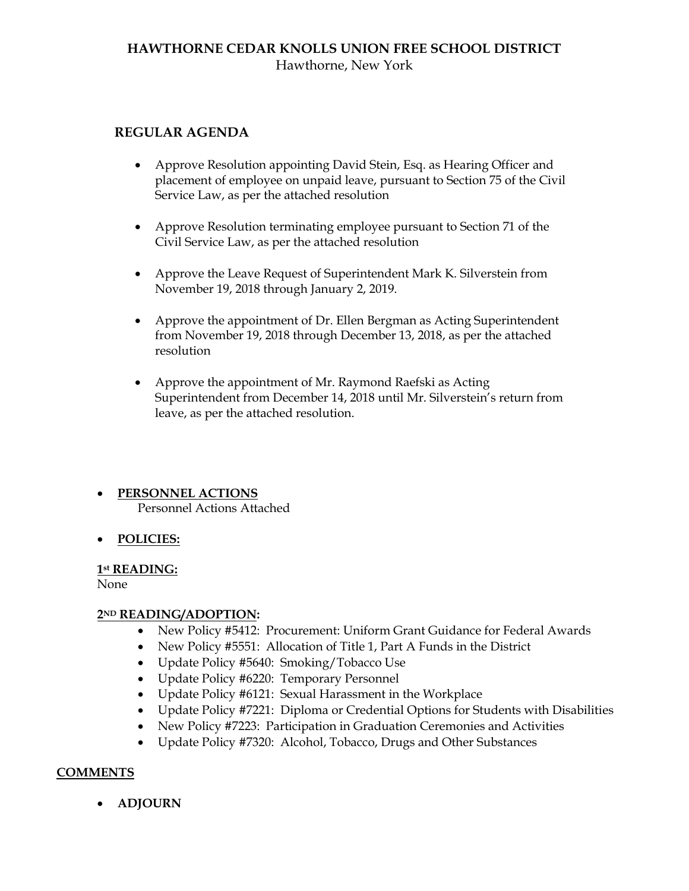**HAWTHORNE CEDAR KNOLLS UNION FREE SCHOOL DISTRICT**
Hawthorne, New York

## REGULAR AGENDA

- Approve Resolution appointing David Stein, Esq. as Hearing Officer and placement of employee on unpaid leave, pursuant to Section 75 of the Civil Service Law, as per the attached resolution
- Approve Resolution terminating employee pursuant to Section 71 of the Civil Service Law, as per the attached resolution
- Approve the Leave Request of Superintendent Mark K. Silverstein from November 19, 2018 through January 2, 2019.
- Approve the appointment of Dr. Ellen Bergman as Acting Superintendent from November 19, 2018 through December 13, 2018, as per the attached resolution
- Approve the appointment of Mr. Raymond Raefski as Acting Superintendent from December 14, 2018 until Mr. Silverstein's return from leave, as per the attached resolution.

- **PERSONNEL ACTIONS**
  Personnel Actions Attached

- **POLICIES:**

**1st READING:**
None

**2ND READING/ADOPTION:**

- New Policy #5412: Procurement: Uniform Grant Guidance for Federal Awards
- New Policy #5551: Allocation of Title 1, Part A Funds in the District
- Update Policy #5640: Smoking/Tobacco Use
- Update Policy #6220: Temporary Personnel
- Update Policy #6121: Sexual Harassment in the Workplace
- Update Policy #7221: Diploma or Credential Options for Students with Disabilities
- New Policy #7223: Participation in Graduation Ceremonies and Activities
- Update Policy #7320: Alcohol, Tobacco, Drugs and Other Substances

**COMMENTS**

- **ADJOURN**